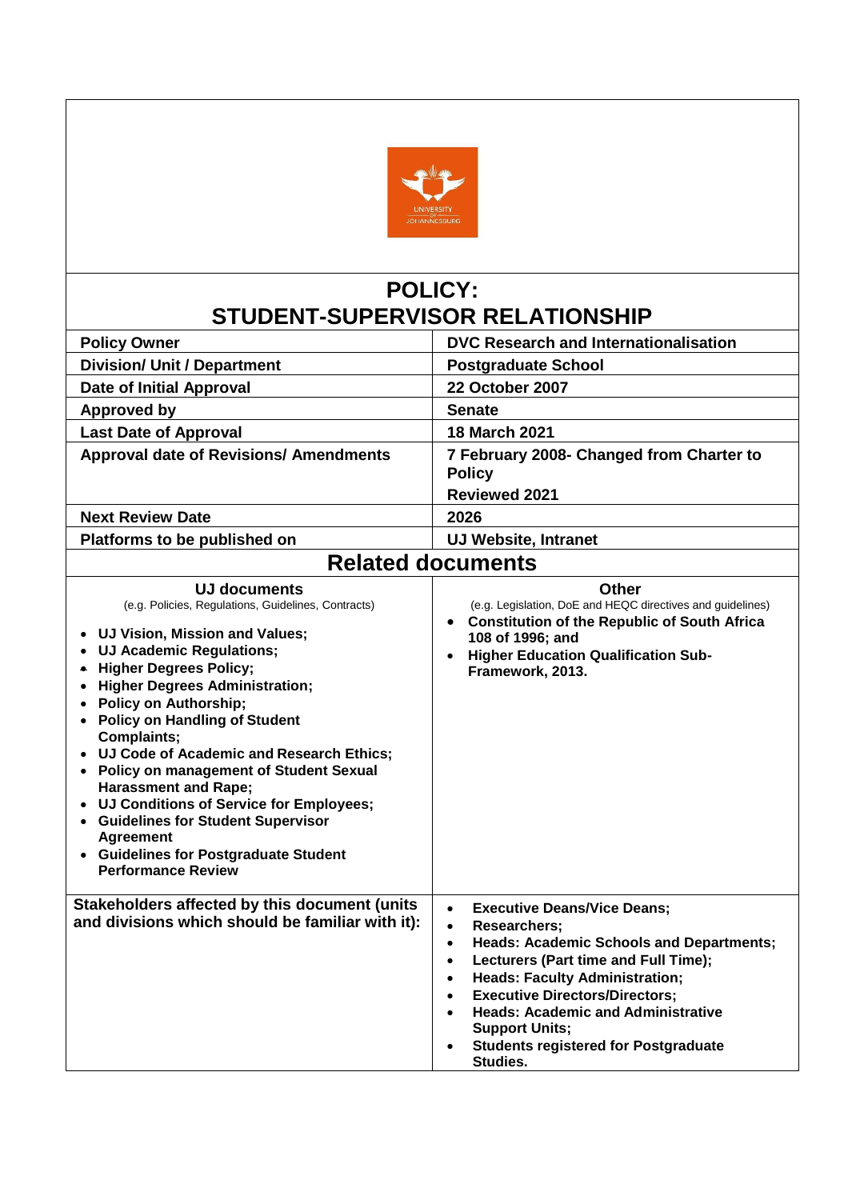# POLICY:
# STUDENT-SUPERVISOR RELATIONSHIP

| | |
|---|---|
| **Policy Owner** | **DVC Research and Internationalisation** |
| **Division/ Unit / Department** | **Postgraduate School** |
| **Date of Initial Approval** | **22 October 2007** |
| **Approved by** | **Senate** |
| **Last Date of Approval** | **18 March 2021** |
| **Approval date of Revisions/ Amendments** | **7 February 2008- Changed from Charter to Policy**<br>**Reviewed 2021** |
| **Next Review Date** | **2026** |
| **Platforms to be published on** | **UJ Website, Intranet** |

## Related documents

| UJ documents<br>(e.g. Policies, Regulations, Guidelines, Contracts) | Other<br>(e.g. Legislation, DoE and HEQC directives and guidelines) |
|---|---|
| • **UJ Vision, Mission and Values;**<br>• **UJ Academic Regulations;**<br>• **Higher Degrees Policy;**<br>• **Higher Degrees Administration;**<br>• **Policy on Authorship;**<br>• **Policy on Handling of Student Complaints;**<br>• **UJ Code of Academic and Research Ethics;**<br>• **Policy on management of Student Sexual Harassment and Rape;**<br>• **UJ Conditions of Service for Employees;**<br>• **Guidelines for Student Supervisor Agreement**<br>• **Guidelines for Postgraduate Student Performance Review** | • **Constitution of the Republic of South Africa 108 of 1996; and**<br>• **Higher Education Qualification Sub-Framework, 2013.** |
| **Stakeholders affected by this document (units and divisions which should be familiar with it):** | • **Executive Deans/Vice Deans;**<br>• **Researchers;**<br>• **Heads: Academic Schools and Departments;**<br>• **Lecturers (Part time and Full Time);**<br>• **Heads: Faculty Administration;**<br>• **Executive Directors/Directors;**<br>• **Heads: Academic and Administrative Support Units;**<br>• **Students registered for Postgraduate Studies.** |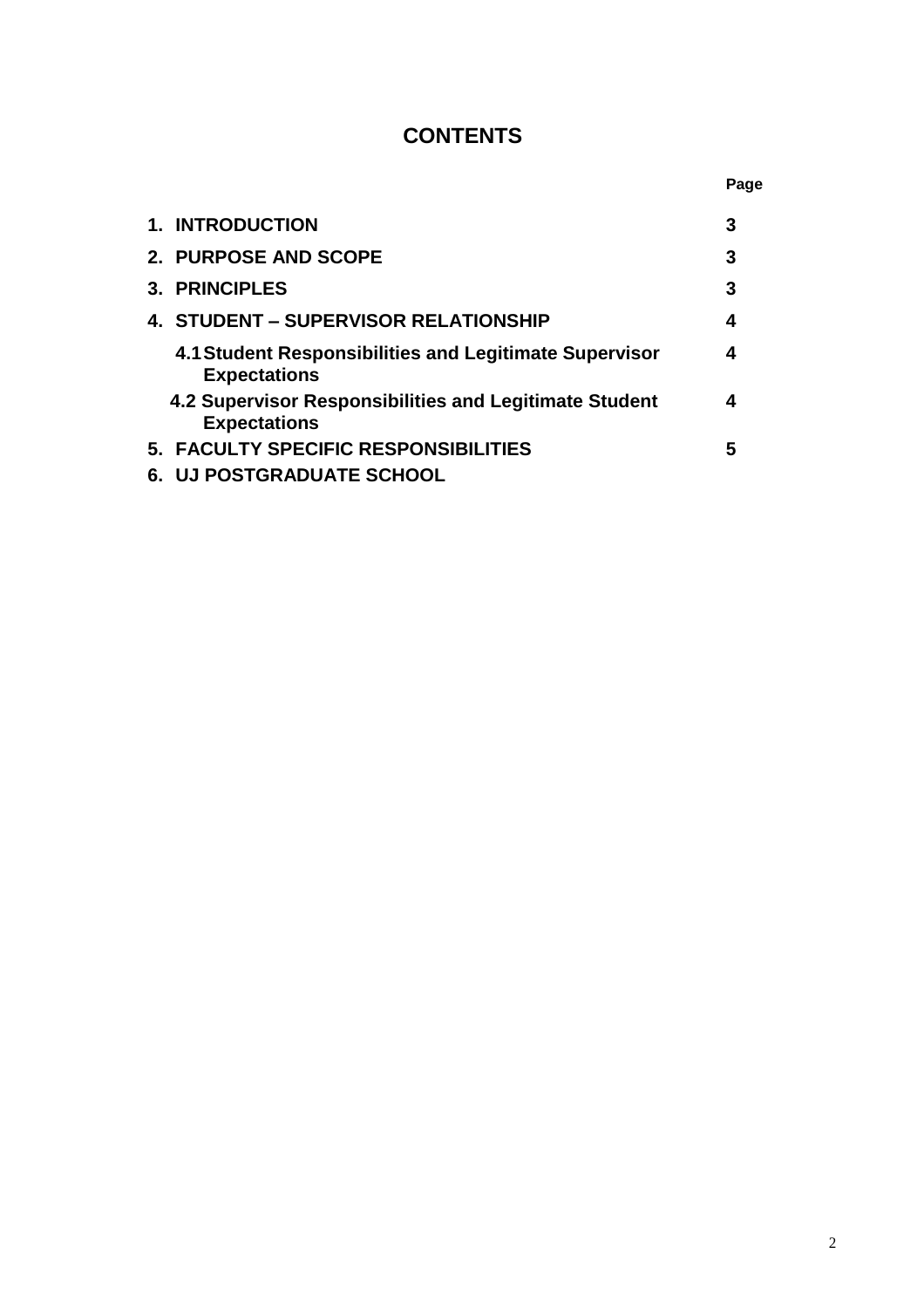# CONTENTS

| | Page |
|---|---|
| **1. INTRODUCTION** | **3** |
| **2. PURPOSE AND SCOPE** | **3** |
| **3. PRINCIPLES** | **3** |
| **4. STUDENT – SUPERVISOR RELATIONSHIP** | **4** |
| **4.1 Student Responsibilities and Legitimate Supervisor Expectations** | **4** |
| **4.2 Supervisor Responsibilities and Legitimate Student Expectations** | **4** |
| **5. FACULTY SPECIFIC RESPONSIBILITIES** | **5** |
| **6. UJ POSTGRADUATE SCHOOL** | |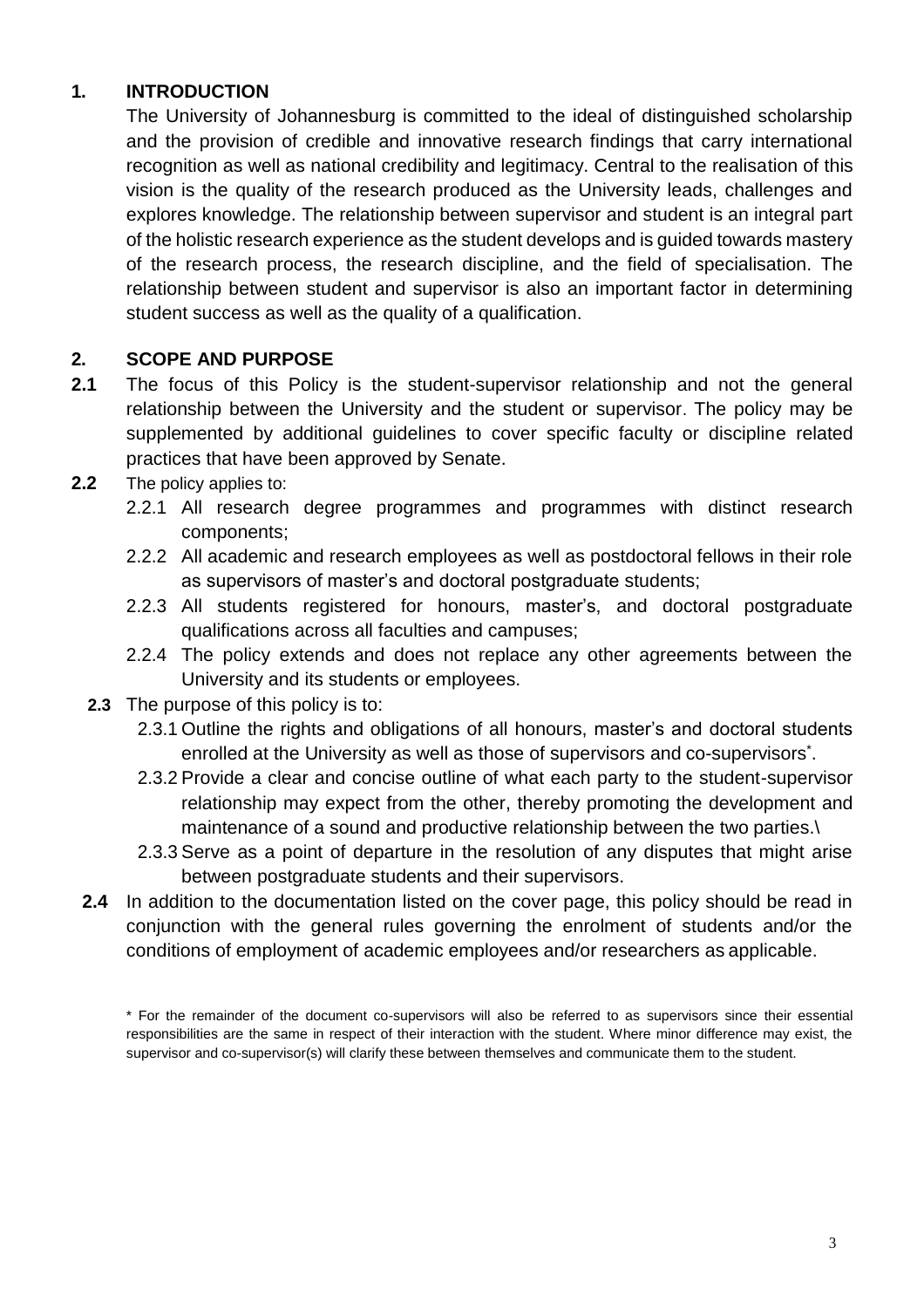## 1. INTRODUCTION

The University of Johannesburg is committed to the ideal of distinguished scholarship and the provision of credible and innovative research findings that carry international recognition as well as national credibility and legitimacy. Central to the realisation of this vision is the quality of the research produced as the University leads, challenges and explores knowledge. The relationship between supervisor and student is an integral part of the holistic research experience as the student develops and is guided towards mastery of the research process, the research discipline, and the field of specialisation. The relationship between student and supervisor is also an important factor in determining student success as well as the quality of a qualification.

## 2. SCOPE AND PURPOSE

**2.1** The focus of this Policy is the student-supervisor relationship and not the general relationship between the University and the student or supervisor. The policy may be supplemented by additional guidelines to cover specific faculty or discipline related practices that have been approved by Senate.

**2.2** The policy applies to:

- 2.2.1 All research degree programmes and programmes with distinct research components;
- 2.2.2 All academic and research employees as well as postdoctoral fellows in their role as supervisors of master's and doctoral postgraduate students;
- 2.2.3 All students registered for honours, master's, and doctoral postgraduate qualifications across all faculties and campuses;
- 2.2.4 The policy extends and does not replace any other agreements between the University and its students or employees.

**2.3** The purpose of this policy is to:

- 2.3.1 Outline the rights and obligations of all honours, master's and doctoral students enrolled at the University as well as those of supervisors and co-supervisors*.
- 2.3.2 Provide a clear and concise outline of what each party to the student-supervisor relationship may expect from the other, thereby promoting the development and maintenance of a sound and productive relationship between the two parties.\
- 2.3.3 Serve as a point of departure in the resolution of any disputes that might arise between postgraduate students and their supervisors.

**2.4** In addition to the documentation listed on the cover page, this policy should be read in conjunction with the general rules governing the enrolment of students and/or the conditions of employment of academic employees and/or researchers as applicable.

* For the remainder of the document co-supervisors will also be referred to as supervisors since their essential responsibilities are the same in respect of their interaction with the student. Where minor difference may exist, the supervisor and co-supervisor(s) will clarify these between themselves and communicate them to the student.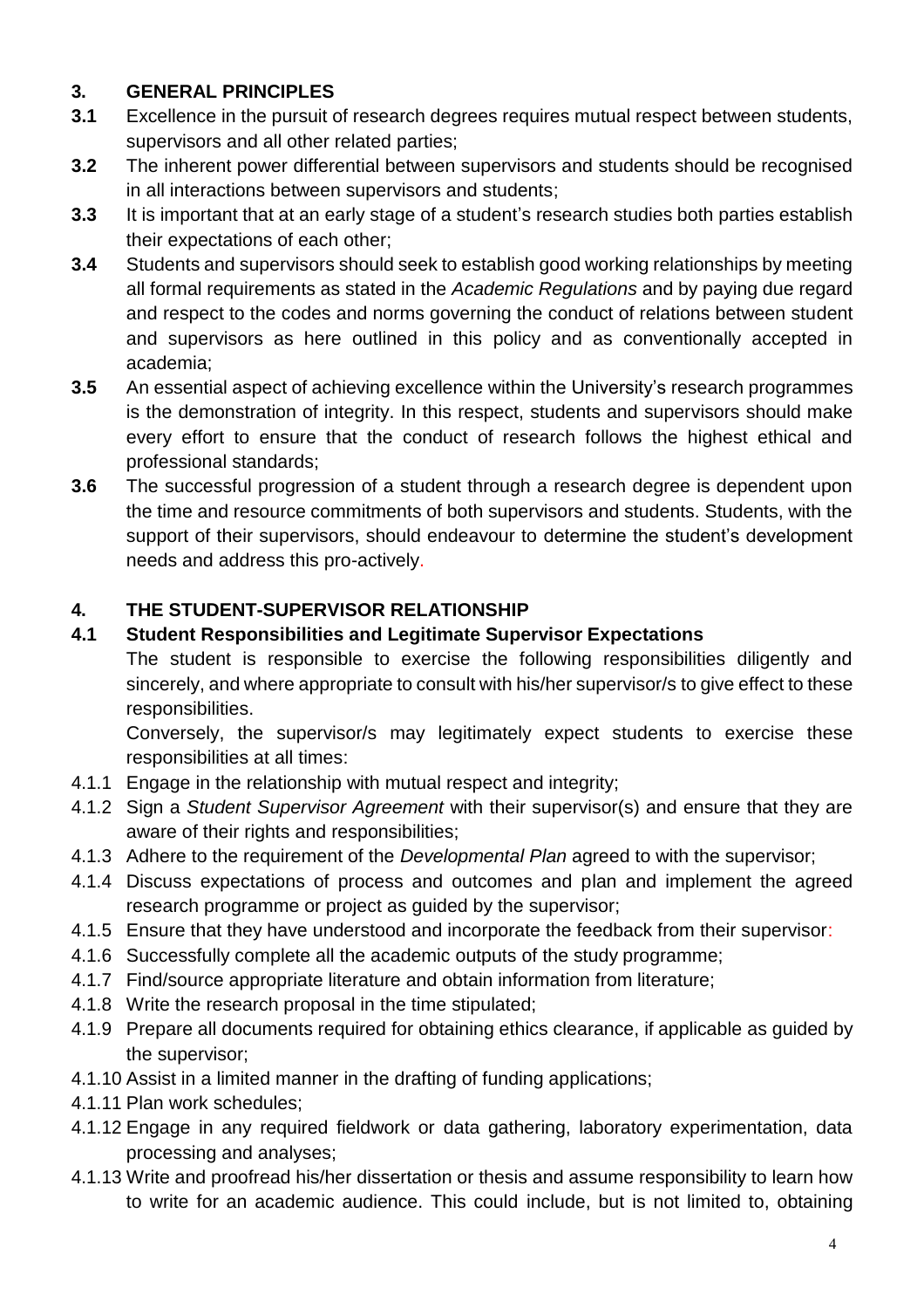## 3. GENERAL PRINCIPLES

**3.1** Excellence in the pursuit of research degrees requires mutual respect between students, supervisors and all other related parties;

**3.2** The inherent power differential between supervisors and students should be recognised in all interactions between supervisors and students;

**3.3** It is important that at an early stage of a student's research studies both parties establish their expectations of each other;

**3.4** Students and supervisors should seek to establish good working relationships by meeting all formal requirements as stated in the *Academic Regulations* and by paying due regard and respect to the codes and norms governing the conduct of relations between student and supervisors as here outlined in this policy and as conventionally accepted in academia;

**3.5** An essential aspect of achieving excellence within the University's research programmes is the demonstration of integrity. In this respect, students and supervisors should make every effort to ensure that the conduct of research follows the highest ethical and professional standards;

**3.6** The successful progression of a student through a research degree is dependent upon the time and resource commitments of both supervisors and students. Students, with the support of their supervisors, should endeavour to determine the student's development needs and address this pro-actively.

## 4. THE STUDENT-SUPERVISOR RELATIONSHIP

### 4.1 Student Responsibilities and Legitimate Supervisor Expectations

The student is responsible to exercise the following responsibilities diligently and sincerely, and where appropriate to consult with his/her supervisor/s to give effect to these responsibilities.

Conversely, the supervisor/s may legitimately expect students to exercise these responsibilities at all times:

4.1.1 Engage in the relationship with mutual respect and integrity;

4.1.2 Sign a *Student Supervisor Agreement* with their supervisor(s) and ensure that they are aware of their rights and responsibilities;

4.1.3 Adhere to the requirement of the *Developmental Plan* agreed to with the supervisor;

4.1.4 Discuss expectations of process and outcomes and plan and implement the agreed research programme or project as guided by the supervisor;

4.1.5 Ensure that they have understood and incorporate the feedback from their supervisor:

4.1.6 Successfully complete all the academic outputs of the study programme;

4.1.7 Find/source appropriate literature and obtain information from literature;

4.1.8 Write the research proposal in the time stipulated;

4.1.9 Prepare all documents required for obtaining ethics clearance, if applicable as guided by the supervisor;

4.1.10 Assist in a limited manner in the drafting of funding applications;

4.1.11 Plan work schedules;

4.1.12 Engage in any required fieldwork or data gathering, laboratory experimentation, data processing and analyses;

4.1.13 Write and proofread his/her dissertation or thesis and assume responsibility to learn how to write for an academic audience. This could include, but is not limited to, obtaining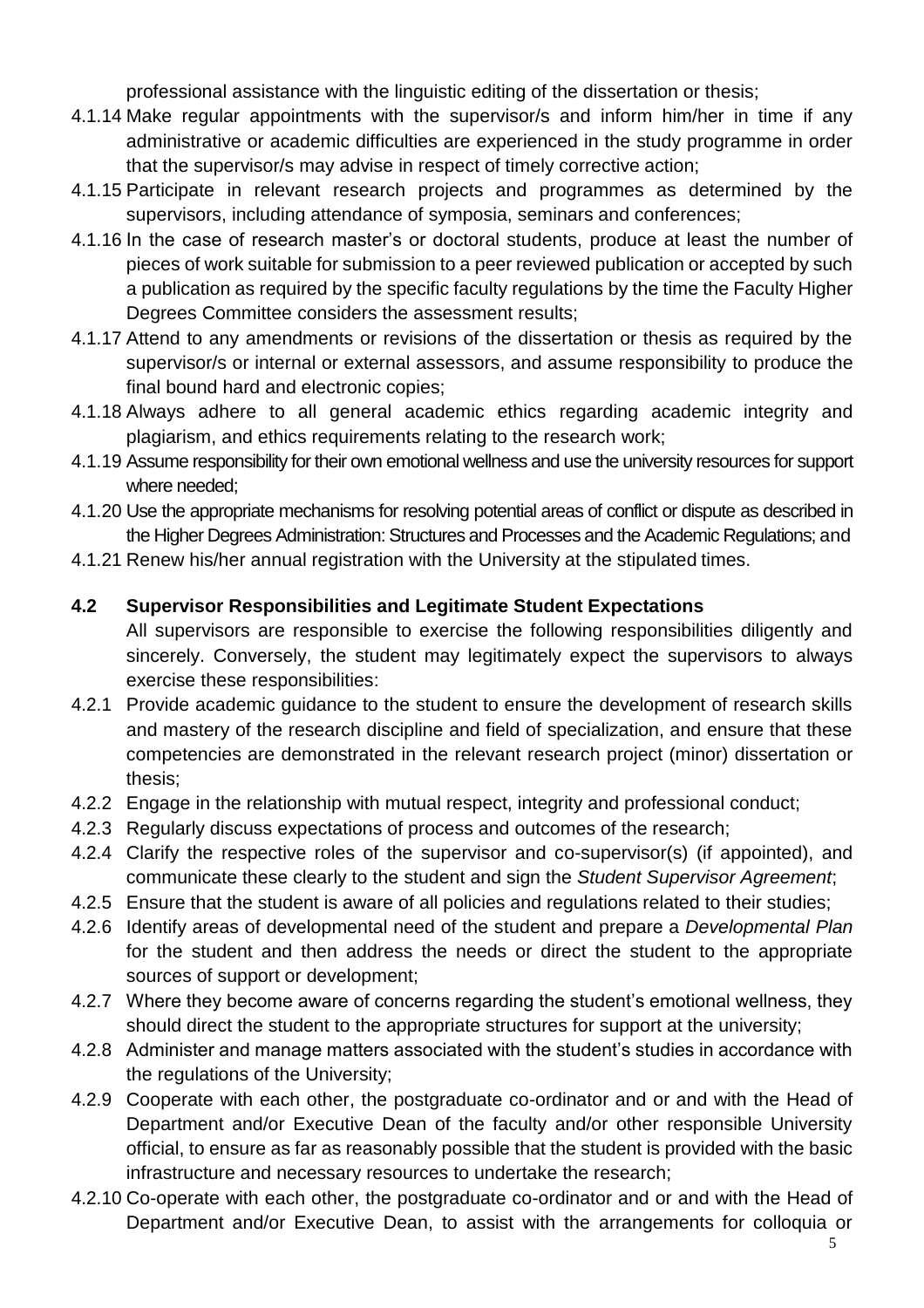professional assistance with the linguistic editing of the dissertation or thesis;

4.1.14 Make regular appointments with the supervisor/s and inform him/her in time if any administrative or academic difficulties are experienced in the study programme in order that the supervisor/s may advise in respect of timely corrective action;

4.1.15 Participate in relevant research projects and programmes as determined by the supervisors, including attendance of symposia, seminars and conferences;

4.1.16 In the case of research master's or doctoral students, produce at least the number of pieces of work suitable for submission to a peer reviewed publication or accepted by such a publication as required by the specific faculty regulations by the time the Faculty Higher Degrees Committee considers the assessment results;

4.1.17 Attend to any amendments or revisions of the dissertation or thesis as required by the supervisor/s or internal or external assessors, and assume responsibility to produce the final bound hard and electronic copies;

4.1.18 Always adhere to all general academic ethics regarding academic integrity and plagiarism, and ethics requirements relating to the research work;

4.1.19 Assume responsibility for their own emotional wellness and use the university resources for support where needed;

4.1.20 Use the appropriate mechanisms for resolving potential areas of conflict or dispute as described in the Higher Degrees Administration: Structures and Processes and the Academic Regulations; and

4.1.21 Renew his/her annual registration with the University at the stipulated times.

### 4.2 Supervisor Responsibilities and Legitimate Student Expectations

All supervisors are responsible to exercise the following responsibilities diligently and sincerely. Conversely, the student may legitimately expect the supervisors to always exercise these responsibilities:

4.2.1 Provide academic guidance to the student to ensure the development of research skills and mastery of the research discipline and field of specialization, and ensure that these competencies are demonstrated in the relevant research project (minor) dissertation or thesis;

4.2.2 Engage in the relationship with mutual respect, integrity and professional conduct;

4.2.3 Regularly discuss expectations of process and outcomes of the research;

4.2.4 Clarify the respective roles of the supervisor and co-supervisor(s) (if appointed), and communicate these clearly to the student and sign the *Student Supervisor Agreement*;

4.2.5 Ensure that the student is aware of all policies and regulations related to their studies;

4.2.6 Identify areas of developmental need of the student and prepare a *Developmental Plan* for the student and then address the needs or direct the student to the appropriate sources of support or development;

4.2.7 Where they become aware of concerns regarding the student's emotional wellness, they should direct the student to the appropriate structures for support at the university;

4.2.8 Administer and manage matters associated with the student's studies in accordance with the regulations of the University;

4.2.9 Cooperate with each other, the postgraduate co-ordinator and or and with the Head of Department and/or Executive Dean of the faculty and/or other responsible University official, to ensure as far as reasonably possible that the student is provided with the basic infrastructure and necessary resources to undertake the research;

4.2.10 Co-operate with each other, the postgraduate co-ordinator and or and with the Head of Department and/or Executive Dean, to assist with the arrangements for colloquia or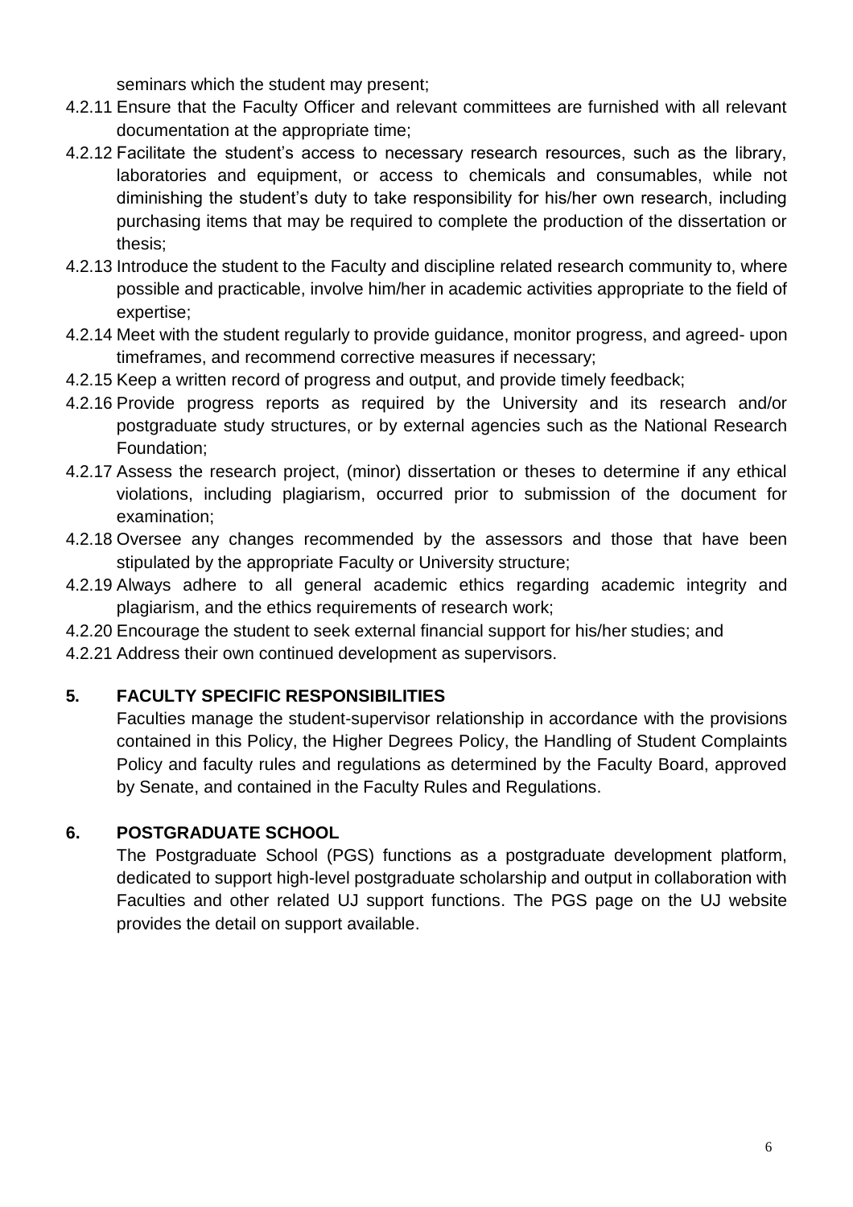seminars which the student may present;

4.2.11 Ensure that the Faculty Officer and relevant committees are furnished with all relevant documentation at the appropriate time;

4.2.12 Facilitate the student's access to necessary research resources, such as the library, laboratories and equipment, or access to chemicals and consumables, while not diminishing the student's duty to take responsibility for his/her own research, including purchasing items that may be required to complete the production of the dissertation or thesis;

4.2.13 Introduce the student to the Faculty and discipline related research community to, where possible and practicable, involve him/her in academic activities appropriate to the field of expertise;

4.2.14 Meet with the student regularly to provide guidance, monitor progress, and agreed- upon timeframes, and recommend corrective measures if necessary;

4.2.15 Keep a written record of progress and output, and provide timely feedback;

4.2.16 Provide progress reports as required by the University and its research and/or postgraduate study structures, or by external agencies such as the National Research Foundation;

4.2.17 Assess the research project, (minor) dissertation or theses to determine if any ethical violations, including plagiarism, occurred prior to submission of the document for examination;

4.2.18 Oversee any changes recommended by the assessors and those that have been stipulated by the appropriate Faculty or University structure;

4.2.19 Always adhere to all general academic ethics regarding academic integrity and plagiarism, and the ethics requirements of research work;

4.2.20 Encourage the student to seek external financial support for his/her studies; and

4.2.21 Address their own continued development as supervisors.

## 5. FACULTY SPECIFIC RESPONSIBILITIES

Faculties manage the student-supervisor relationship in accordance with the provisions contained in this Policy, the Higher Degrees Policy, the Handling of Student Complaints Policy and faculty rules and regulations as determined by the Faculty Board, approved by Senate, and contained in the Faculty Rules and Regulations.

## 6. POSTGRADUATE SCHOOL

The Postgraduate School (PGS) functions as a postgraduate development platform, dedicated to support high-level postgraduate scholarship and output in collaboration with Faculties and other related UJ support functions. The PGS page on the UJ website provides the detail on support available.